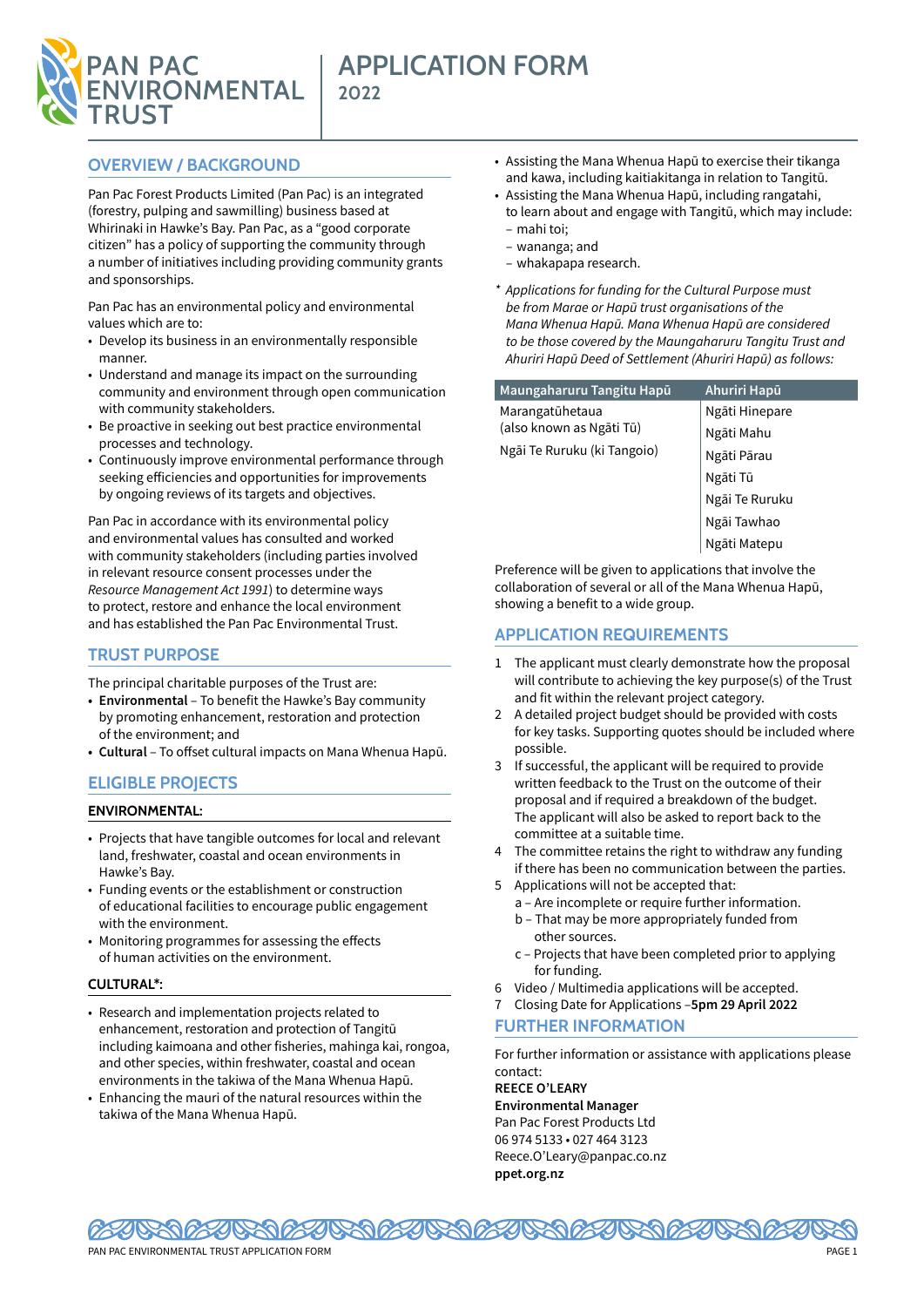# PAN PAC ENVIRONMENTAL TRUST

# APPLICATION FORM 2022

## OVERVIEW / BACKGROUND

Pan Pac Forest Products Limited (Pan Pac) is an integrated (forestry, pulping and sawmilling) business based at Whirinaki in Hawke's Bay. Pan Pac, as a "good corporate citizen" has a policy of supporting the community through a number of initiatives including providing community grants and sponsorships.

Pan Pac has an environmental policy and environmental values which are to:

- Develop its business in an environmentally responsible manner.
- Understand and manage its impact on the surrounding community and environment through open communication with community stakeholders.
- Be proactive in seeking out best practice environmental processes and technology.
- Continuously improve environmental performance through seeking efficiencies and opportunities for improvements by ongoing reviews of its targets and objectives.

Pan Pac in accordance with its environmental policy and environmental values has consulted and worked with community stakeholders (including parties involved in relevant resource consent processes under the *Resource Management Act 1991*) to determine ways to protect, restore and enhance the local environment and has established the Pan Pac Environmental Trust.

## TRUST PURPOSE

The principal charitable purposes of the Trust are:

- **Environmental** – To benefit the Hawke's Bay community by promoting enhancement, restoration and protection of the environment; and
- **Cultural** – To offset cultural impacts on Mana Whenua Hapū.

## ELIGIBLE PROJECTS

### ENVIRONMENTAL:

- Projects that have tangible outcomes for local and relevant land, freshwater, coastal and ocean environments in Hawke's Bay.
- Funding events or the establishment or construction of educational facilities to encourage public engagement with the environment.
- Monitoring programmes for assessing the effects of human activities on the environment.

### CULTURAL*:

- Research and implementation projects related to enhancement, restoration and protection of Tangitū including kaimoana and other fisheries, mahinga kai, rongoa, and other species, within freshwater, coastal and ocean environments in the takiwa of the Mana Whenua Hapū.
- Enhancing the mauri of the natural resources within the takiwa of the Mana Whenua Hapū.
- Assisting the Mana Whenua Hapū to exercise their tikanga and kawa, including kaitiakitanga in relation to Tangitū.
- Assisting the Mana Whenua Hapū, including rangatahi, to learn about and engage with Tangitū, which may include:
  - mahi toi;
  - wananga; and
  - whakapapa research.

\* *Applications for funding for the Cultural Purpose must be from Marae or Hapū trust organisations of the Mana Whenua Hapū. Mana Whenua Hapū are considered to be those covered by the Maungaharuru Tangitu Trust and Ahuriri Hapū Deed of Settlement (Ahuriri Hapū) as follows:*

| Maungaharuru Tangitu Hapū | Ahuriri Hapū |
|---|---|
| Marangatūhetaua (also known as Ngāti Tū) | Ngāti Hinepare |
| Ngāi Te Ruruku (ki Tangoio) | Ngāti Mahu |
| | Ngāti Pārau |
| | Ngāti Tū |
| | Ngāi Te Ruruku |
| | Ngāi Tawhao |
| | Ngāti Matepu |

Preference will be given to applications that involve the collaboration of several or all of the Mana Whenua Hapū, showing a benefit to a wide group.

## APPLICATION REQUIREMENTS

1. The applicant must clearly demonstrate how the proposal will contribute to achieving the key purpose(s) of the Trust and fit within the relevant project category.
2. A detailed project budget should be provided with costs for key tasks. Supporting quotes should be included where possible.
3. If successful, the applicant will be required to provide written feedback to the Trust on the outcome of their proposal and if required a breakdown of the budget. The applicant will also be asked to report back to the committee at a suitable time.
4. The committee retains the right to withdraw any funding if there has been no communication between the parties.
5. Applications will not be accepted that:
   - a – Are incomplete or require further information.
   - b – That may be more appropriately funded from other sources.
   - c – Projects that have been completed prior to applying for funding.
6. Video / Multimedia applications will be accepted.
7. Closing Date for Applications –**5pm 29 April 2022**

## FURTHER INFORMATION

For further information or assistance with applications please contact:

**REECE O'LEARY**
**Environmental Manager**
Pan Pac Forest Products Ltd
06 974 5133 • 027 464 3123
Reece.O'Leary@panpac.co.nz
**ppet.org.nz**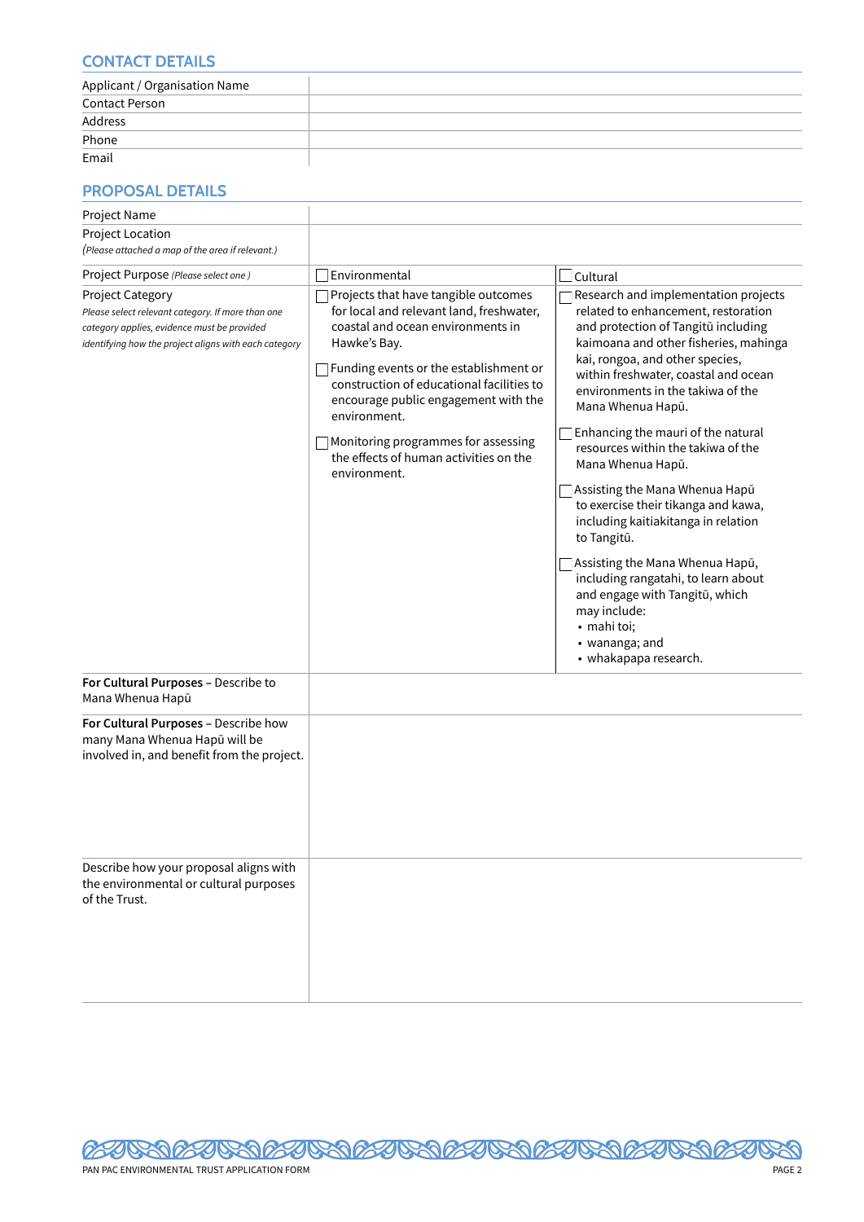## CONTACT DETAILS

| | |
|---|---|
| Applicant / Organisation Name | |
| Contact Person | |
| Address | |
| Phone | |
| Email | |

## PROPOSAL DETAILS

| | | |
|---|---|---|
| Project Name | | |
| Project Location<br>*(Please attached a map of the area if relevant.)* | | |
| Project Purpose *(Please select one )* | ☐ Environmental | ☐ Cultural |
| Project Category<br>*Please select relevant category. If more than one category applies, evidence must be provided identifying how the project aligns with each category* | ☐ Projects that have tangible outcomes for local and relevant land, freshwater, coastal and ocean environments in Hawke's Bay.<br><br>☐ Funding events or the establishment or construction of educational facilities to encourage public engagement with the environment.<br><br>☐ Monitoring programmes for assessing the effects of human activities on the environment. | ☐ Research and implementation projects related to enhancement, restoration and protection of Tangitū including kaimoana and other fisheries, mahinga kai, rongoa, and other species, within freshwater, coastal and ocean environments in the takiwa of the Mana Whenua Hapū.<br><br>☐ Enhancing the mauri of the natural resources within the takiwa of the Mana Whenua Hapū.<br><br>☐ Assisting the Mana Whenua Hapū to exercise their tikanga and kawa, including kaitiakitanga in relation to Tangitū.<br><br>☐ Assisting the Mana Whenua Hapū, including rangatahi, to learn about and engage with Tangitū, which may include:<br>• mahi toi;<br>• wananga; and<br>• whakapapa research. |
| **For Cultural Purposes** – Describe to Mana Whenua Hapū | | |
| **For Cultural Purposes** – Describe how many Mana Whenua Hapū will be involved in, and benefit from the project. | | |
| Describe how your proposal aligns with the environmental or cultural purposes of the Trust. | | |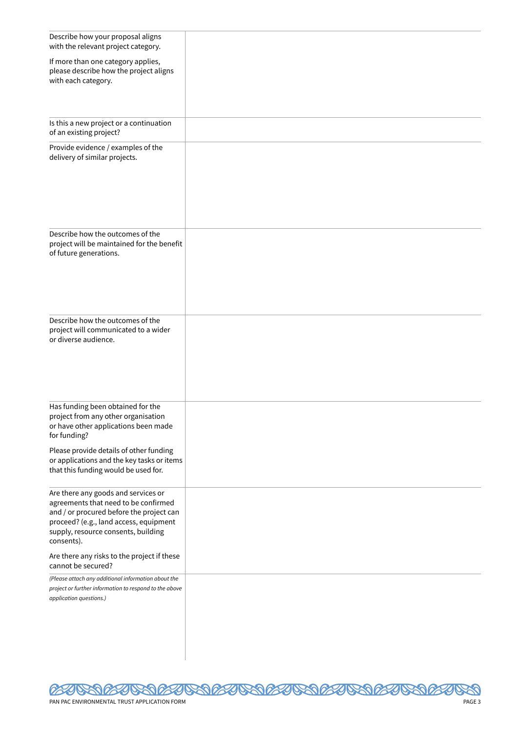| | |
|---|---|
| Describe how your proposal aligns with the relevant project category.<br><br>If more than one category applies, please describe how the project aligns with each category. | |
| Is this a new project or a continuation of an existing project? | |
| Provide evidence / examples of the delivery of similar projects. | |
| Describe how the outcomes of the project will be maintained for the benefit of future generations. | |
| Describe how the outcomes of the project will communicated to a wider or diverse audience. | |
| Has funding been obtained for the project from any other organisation or have other applications been made for funding?<br><br>Please provide details of other funding or applications and the key tasks or items that this funding would be used for. | |
| Are there any goods and services or agreements that need to be confirmed and / or procured before the project can proceed? (e.g., land access, equipment supply, resource consents, building consents).<br><br>Are there any risks to the project if these cannot be secured? | |
| *(Please attach any additional information about the project or further information to respond to the above application questions.)* | |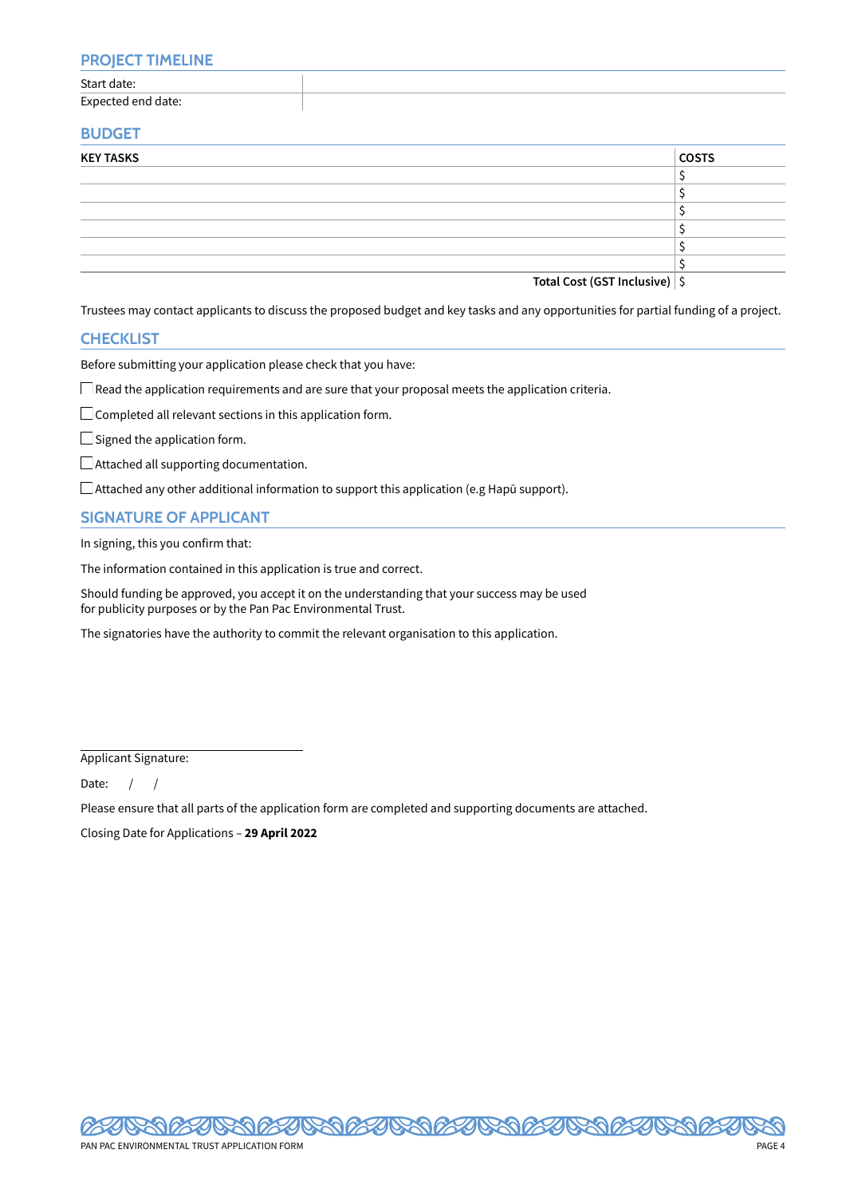## PROJECT TIMELINE

| | |
|---|---|
| Start date: | |
| Expected end date: | |

## BUDGET

| KEY TASKS | COSTS |
|---|---|
| | $ |
| | $ |
| | $ |
| | $ |
| | $ |
| | $ |
| **Total Cost (GST Inclusive)** | $ |

Trustees may contact applicants to discuss the proposed budget and key tasks and any opportunities for partial funding of a project.

## CHECKLIST

Before submitting your application please check that you have:

- ☐ Read the application requirements and are sure that your proposal meets the application criteria.
- ☐ Completed all relevant sections in this application form.
- ☐ Signed the application form.
- ☐ Attached all supporting documentation.
- ☐ Attached any other additional information to support this application (e.g Hapū support).

## SIGNATURE OF APPLICANT

In signing, this you confirm that:

The information contained in this application is true and correct.

Should funding be approved, you accept it on the understanding that your success may be used for publicity purposes or by the Pan Pac Environmental Trust.

The signatories have the authority to commit the relevant organisation to this application.

Applicant Signature:

Date: / /

Please ensure that all parts of the application form are completed and supporting documents are attached.

Closing Date for Applications – **29 April 2022**